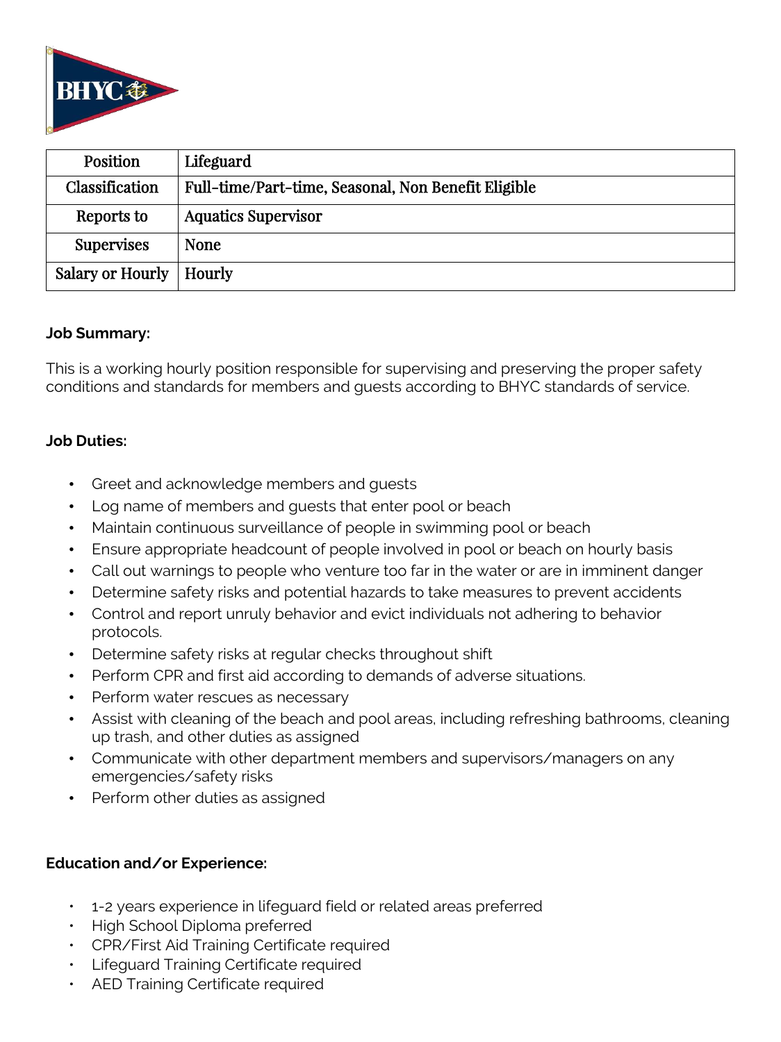| Position | Lifeguard |
| --- | --- |
| Classification | Full-time/Part-time, Seasonal, Non Benefit Eligible |
| Reports to | Aquatics Supervisor |
| Supervises | None |
| Salary or Hourly | Hourly |

**Job Summary:**

This is a working hourly position responsible for supervising and preserving the proper safety conditions and standards for members and guests according to BHYC standards of service.

**Job Duties:**

- Greet and acknowledge members and guests
- Log name of members and guests that enter pool or beach
- Maintain continuous surveillance of people in swimming pool or beach
- Ensure appropriate headcount of people involved in pool or beach on hourly basis
- Call out warnings to people who venture too far in the water or are in imminent danger
- Determine safety risks and potential hazards to take measures to prevent accidents
- Control and report unruly behavior and evict individuals not adhering to behavior protocols.
- Determine safety risks at regular checks throughout shift
- Perform CPR and first aid according to demands of adverse situations.
- Perform water rescues as necessary
- Assist with cleaning of the beach and pool areas, including refreshing bathrooms, cleaning up trash, and other duties as assigned
- Communicate with other department members and supervisors/managers on any emergencies/safety risks
- Perform other duties as assigned

**Education and/or Experience:**

- 1-2 years experience in lifeguard field or related areas preferred
- High School Diploma preferred
- CPR/First Aid Training Certificate required
- Lifeguard Training Certificate required
- AED Training Certificate required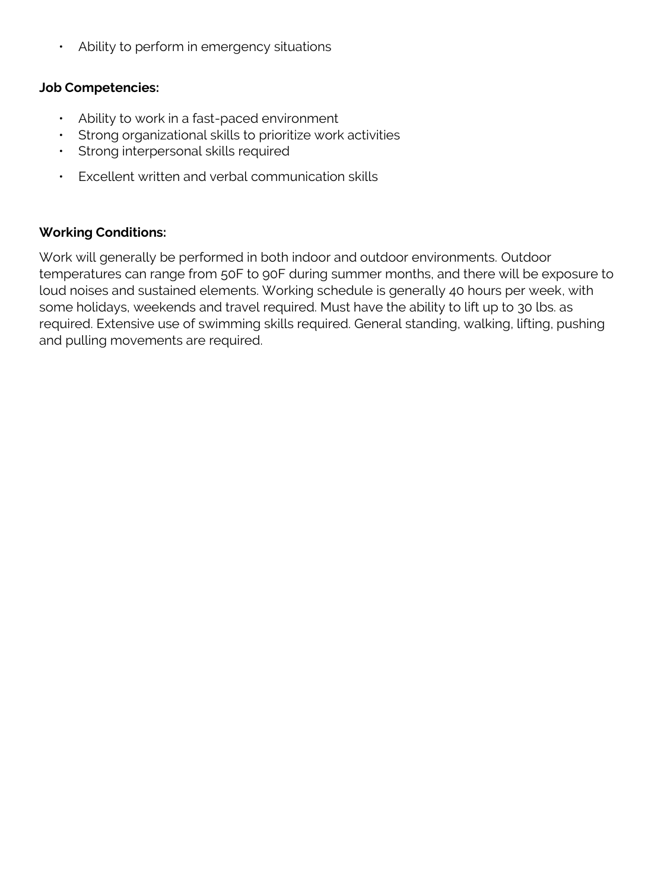- Ability to perform in emergency situations

**Job Competencies:**

- Ability to work in a fast-paced environment
- Strong organizational skills to prioritize work activities
- Strong interpersonal skills required
- Excellent written and verbal communication skills

**Working Conditions:**

Work will generally be performed in both indoor and outdoor environments. Outdoor temperatures can range from 50F to 90F during summer months, and there will be exposure to loud noises and sustained elements. Working schedule is generally 40 hours per week, with some holidays, weekends and travel required. Must have the ability to lift up to 30 lbs. as required. Extensive use of swimming skills required. General standing, walking, lifting, pushing and pulling movements are required.